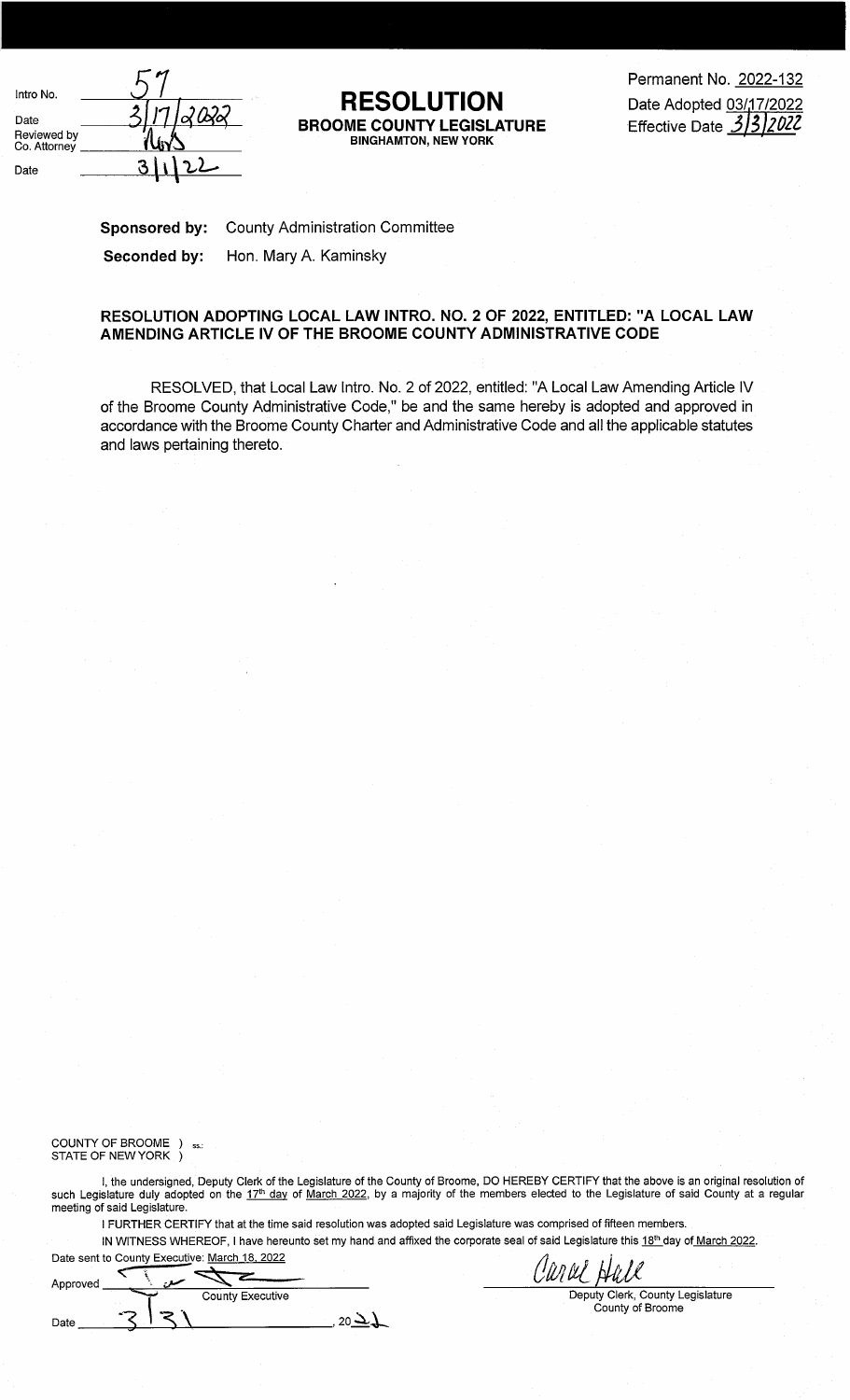Intro No. 57
Date 3/17/2022
Reviewed by Co. Attorney RAS
Date 3/1/22

# RESOLUTION

**BROOME COUNTY LEGISLATURE**
**BINGHAMTON, NEW YORK**

Permanent No. 2022-132
Date Adopted 03/17/2022
Effective Date 3/3/2022

**Sponsored by:** County Administration Committee

**Seconded by:** Hon. Mary A. Kaminsky

**RESOLUTION ADOPTING LOCAL LAW INTRO. NO. 2 OF 2022, ENTITLED: "A LOCAL LAW AMENDING ARTICLE IV OF THE BROOME COUNTY ADMINISTRATIVE CODE**

RESOLVED, that Local Law Intro. No. 2 of 2022, entitled: "A Local Law Amending Article IV of the Broome County Administrative Code," be and the same hereby is adopted and approved in accordance with the Broome County Charter and Administrative Code and all the applicable statutes and laws pertaining thereto.

COUNTY OF BROOME ) ss.:
STATE OF NEW YORK )

I, the undersigned, Deputy Clerk of the Legislature of the County of Broome, DO HEREBY CERTIFY that the above is an original resolution of such Legislature duly adopted on the 17th day of March 2022, by a majority of the members elected to the Legislature of said County at a regular meeting of said Legislature.

I FURTHER CERTIFY that at the time said resolution was adopted said Legislature was comprised of fifteen members.

IN WITNESS WHEREOF, I have hereunto set my hand and affixed the corporate seal of said Legislature this 18th day of March 2022.

Date sent to County Executive: March 18, 2022

Approved ______________________
County Executive

Date 3/3/, 2022

Carol Hall
Deputy Clerk, County Legislature
County of Broome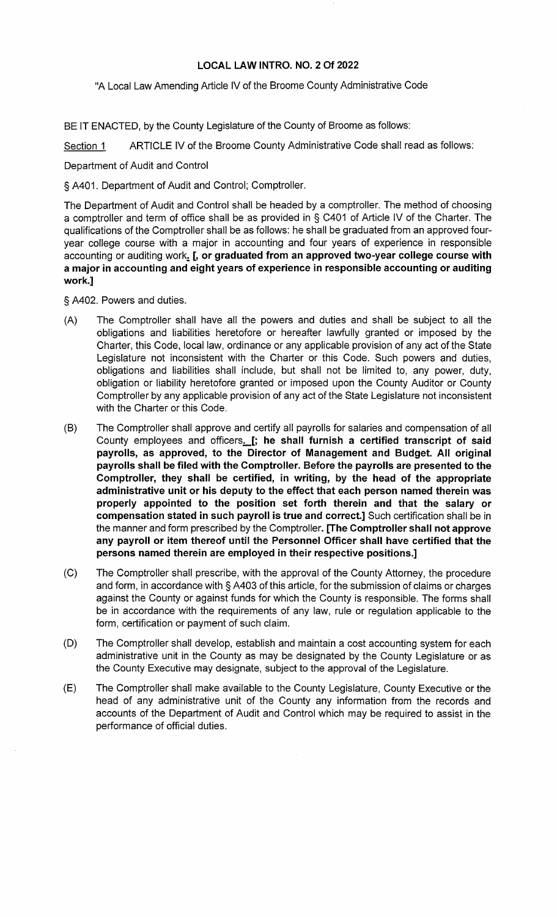**LOCAL LAW INTRO. NO. 2 Of 2022**

"A Local Law Amending Article IV of the Broome County Administrative Code

BE IT ENACTED, by the County Legislature of the County of Broome as follows:

Section 1 ARTICLE IV of the Broome County Administrative Code shall read as follows:

Department of Audit and Control

§ A401. Department of Audit and Control; Comptroller.

The Department of Audit and Control shall be headed by a comptroller. The method of choosing a comptroller and term of office shall be as provided in § C401 of Article IV of the Charter. The qualifications of the Comptroller shall be as follows: he shall be graduated from an approved four-year college course with a major in accounting and four years of experience in responsible accounting or auditing work. **[, or graduated from an approved two-year college course with a major in accounting and eight years of experience in responsible accounting or auditing work.]**

§ A402. Powers and duties.

(A) The Comptroller shall have all the powers and duties and shall be subject to all the obligations and liabilities heretofore or hereafter lawfully granted or imposed by the Charter, this Code, local law, ordinance or any applicable provision of any act of the State Legislature not inconsistent with the Charter or this Code. Such powers and duties, obligations and liabilities shall include, but shall not be limited to, any power, duty, obligation or liability heretofore granted or imposed upon the County Auditor or County Comptroller by any applicable provision of any act of the State Legislature not inconsistent with the Charter or this Code.

(B) The Comptroller shall approve and certify all payrolls for salaries and compensation of all County employees and officers. **[; he shall furnish a certified transcript of said payrolls, as approved, to the Director of Management and Budget. All original payrolls shall be filed with the Comptroller. Before the payrolls are presented to the Comptroller, they shall be certified, in writing, by the head of the appropriate administrative unit or his deputy to the effect that each person named therein was properly appointed to the position set forth therein and that the salary or compensation stated in such payroll is true and correct.]** Such certification shall be in the manner and form prescribed by the Comptroller. **[The Comptroller shall not approve any payroll or item thereof until the Personnel Officer shall have certified that the persons named therein are employed in their respective positions.]**

(C) The Comptroller shall prescribe, with the approval of the County Attorney, the procedure and form, in accordance with § A403 of this article, for the submission of claims or charges against the County or against funds for which the County is responsible. The forms shall be in accordance with the requirements of any law, rule or regulation applicable to the form, certification or payment of such claim.

(D) The Comptroller shall develop, establish and maintain a cost accounting system for each administrative unit in the County as may be designated by the County Legislature or as the County Executive may designate, subject to the approval of the Legislature.

(E) The Comptroller shall make available to the County Legislature, County Executive or the head of any administrative unit of the County any information from the records and accounts of the Department of Audit and Control which may be required to assist in the performance of official duties.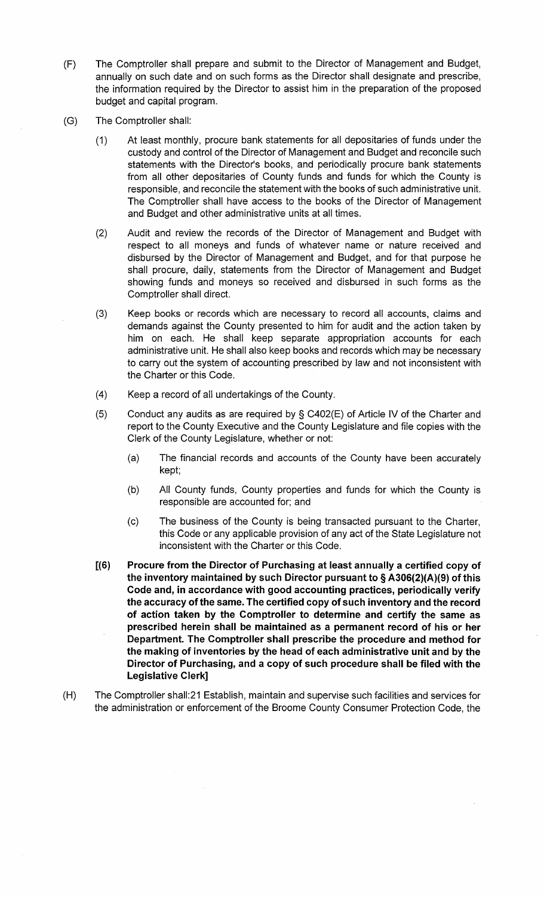(F) The Comptroller shall prepare and submit to the Director of Management and Budget, annually on such date and on such forms as the Director shall designate and prescribe, the information required by the Director to assist him in the preparation of the proposed budget and capital program.

(G) The Comptroller shall:

(1) At least monthly, procure bank statements for all depositaries of funds under the custody and control of the Director of Management and Budget and reconcile such statements with the Director's books, and periodically procure bank statements from all other depositaries of County funds and funds for which the County is responsible, and reconcile the statement with the books of such administrative unit. The Comptroller shall have access to the books of the Director of Management and Budget and other administrative units at all times.

(2) Audit and review the records of the Director of Management and Budget with respect to all moneys and funds of whatever name or nature received and disbursed by the Director of Management and Budget, and for that purpose he shall procure, daily, statements from the Director of Management and Budget showing funds and moneys so received and disbursed in such forms as the Comptroller shall direct.

(3) Keep books or records which are necessary to record all accounts, claims and demands against the County presented to him for audit and the action taken by him on each. He shall keep separate appropriation accounts for each administrative unit. He shall also keep books and records which may be necessary to carry out the system of accounting prescribed by law and not inconsistent with the Charter or this Code.

(4) Keep a record of all undertakings of the County.

(5) Conduct any audits as are required by § C402(E) of Article IV of the Charter and report to the County Executive and the County Legislature and file copies with the Clerk of the County Legislature, whether or not:

(a) The financial records and accounts of the County have been accurately kept;

(b) All County funds, County properties and funds for which the County is responsible are accounted for; and

(c) The business of the County is being transacted pursuant to the Charter, this Code or any applicable provision of any act of the State Legislature not inconsistent with the Charter or this Code.

**[(6) Procure from the Director of Purchasing at least annually a certified copy of the inventory maintained by such Director pursuant to § A306(2)(A)(9) of this Code and, in accordance with good accounting practices, periodically verify the accuracy of the same. The certified copy of such inventory and the record of action taken by the Comptroller to determine and certify the same as prescribed herein shall be maintained as a permanent record of his or her Department. The Comptroller shall prescribe the procedure and method for the making of inventories by the head of each administrative unit and by the Director of Purchasing, and a copy of such procedure shall be filed with the Legislative Clerk]**

(H) The Comptroller shall:21 Establish, maintain and supervise such facilities and services for the administration or enforcement of the Broome County Consumer Protection Code, the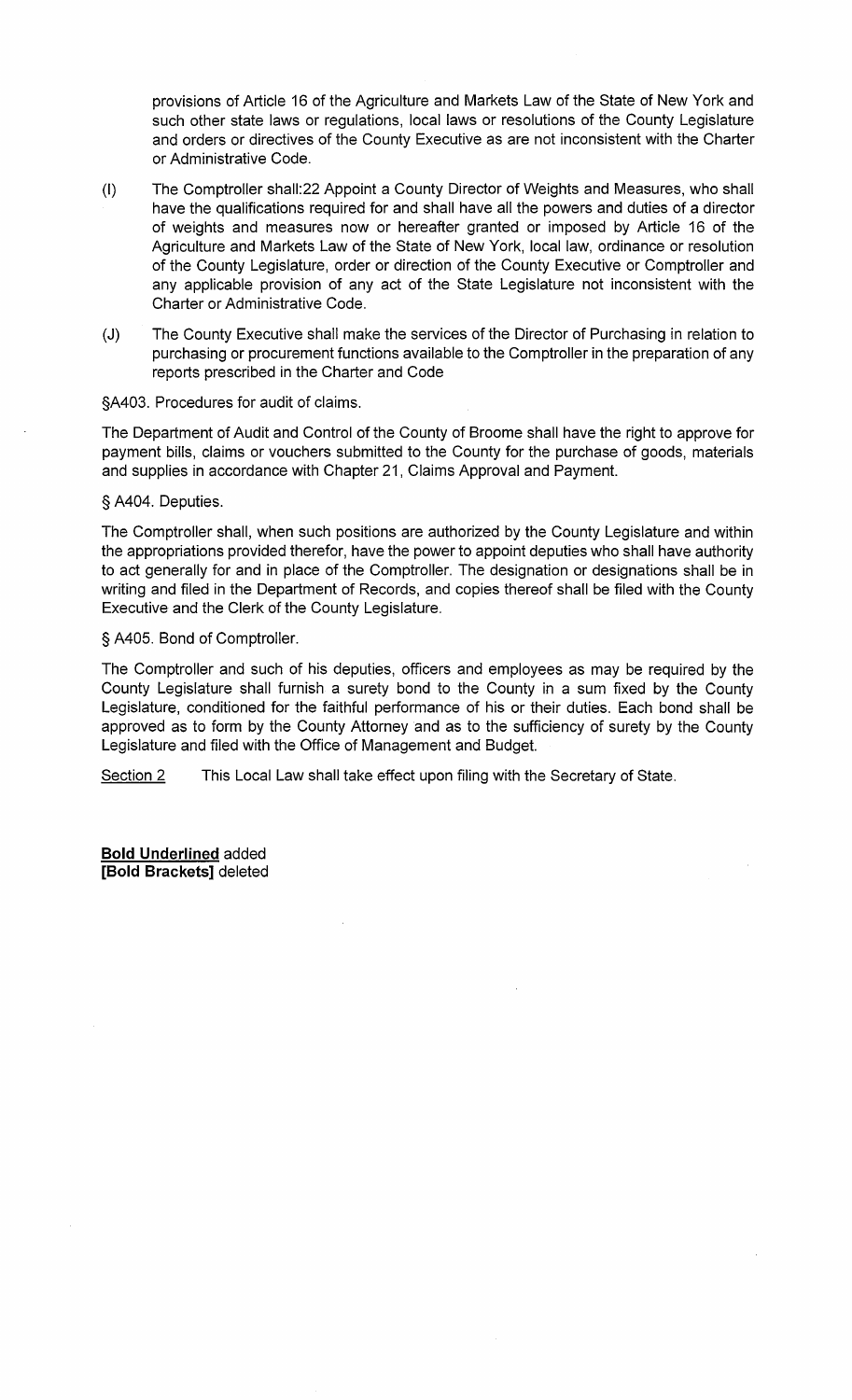provisions of Article 16 of the Agriculture and Markets Law of the State of New York and such other state laws or regulations, local laws or resolutions of the County Legislature and orders or directives of the County Executive as are not inconsistent with the Charter or Administrative Code.

(I) The Comptroller shall:22 Appoint a County Director of Weights and Measures, who shall have the qualifications required for and shall have all the powers and duties of a director of weights and measures now or hereafter granted or imposed by Article 16 of the Agriculture and Markets Law of the State of New York, local law, ordinance or resolution of the County Legislature, order or direction of the County Executive or Comptroller and any applicable provision of any act of the State Legislature not inconsistent with the Charter or Administrative Code.

(J) The County Executive shall make the services of the Director of Purchasing in relation to purchasing or procurement functions available to the Comptroller in the preparation of any reports prescribed in the Charter and Code

§A403. Procedures for audit of claims.

The Department of Audit and Control of the County of Broome shall have the right to approve for payment bills, claims or vouchers submitted to the County for the purchase of goods, materials and supplies in accordance with Chapter 21, Claims Approval and Payment.

§ A404. Deputies.

The Comptroller shall, when such positions are authorized by the County Legislature and within the appropriations provided therefor, have the power to appoint deputies who shall have authority to act generally for and in place of the Comptroller. The designation or designations shall be in writing and filed in the Department of Records, and copies thereof shall be filed with the County Executive and the Clerk of the County Legislature.

§ A405. Bond of Comptroller.

The Comptroller and such of his deputies, officers and employees as may be required by the County Legislature shall furnish a surety bond to the County in a sum fixed by the County Legislature, conditioned for the faithful performance of his or their duties. Each bond shall be approved as to form by the County Attorney and as to the sufficiency of surety by the County Legislature and filed with the Office of Management and Budget.

<u>Section 2</u> This Local Law shall take effect upon filing with the Secretary of State.

**<u>Bold Underlined</u>** added
**[Bold Brackets]** deleted